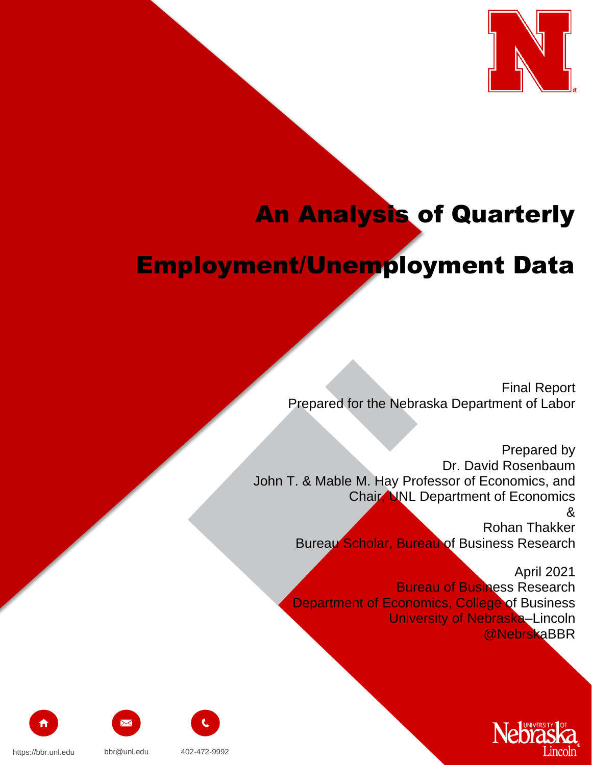# An Analysis of Quarterly Employment/Unemployment Data

Final Report
Prepared for the Nebraska Department of Labor

Prepared by
Dr. David Rosenbaum
John T. & Mable M. Hay Professor of Economics, and
Chair, UNL Department of Economics
&
Rohan Thakker
Bureau Scholar, Bureau of Business Research

April 2021
Bureau of Business Research
Department of Economics, College of Business
University of Nebraska–Lincoln
@NebrskaBBR

https://bbr.unl.edu

bbr@unl.edu

402-472-9992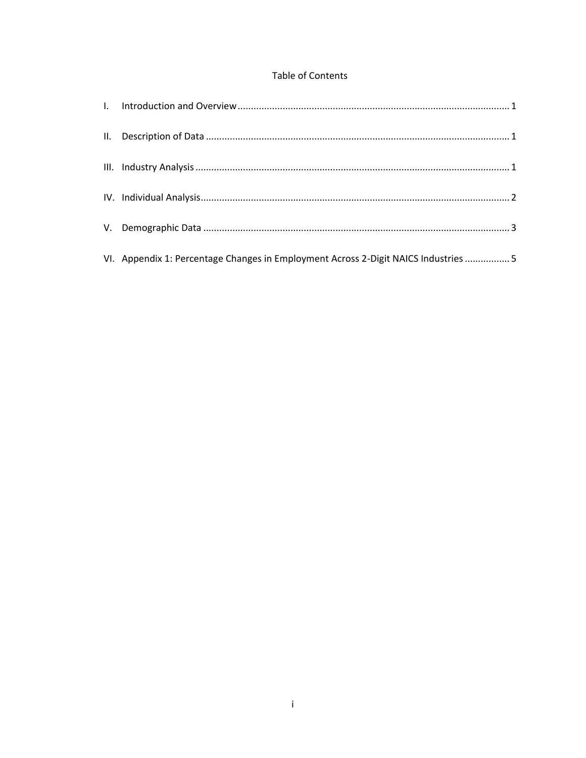# Table of Contents

I. Introduction and Overview ........................................................................................................ 1

II. Description of Data ..................................................................................................................... 1

III. Industry Analysis ......................................................................................................................... 1

IV. Individual Analysis ....................................................................................................................... 2

V. Demographic Data ........................................................................................................................ 3

VI. Appendix 1: Percentage Changes in Employment Across 2-Digit NAICS Industries ................. 5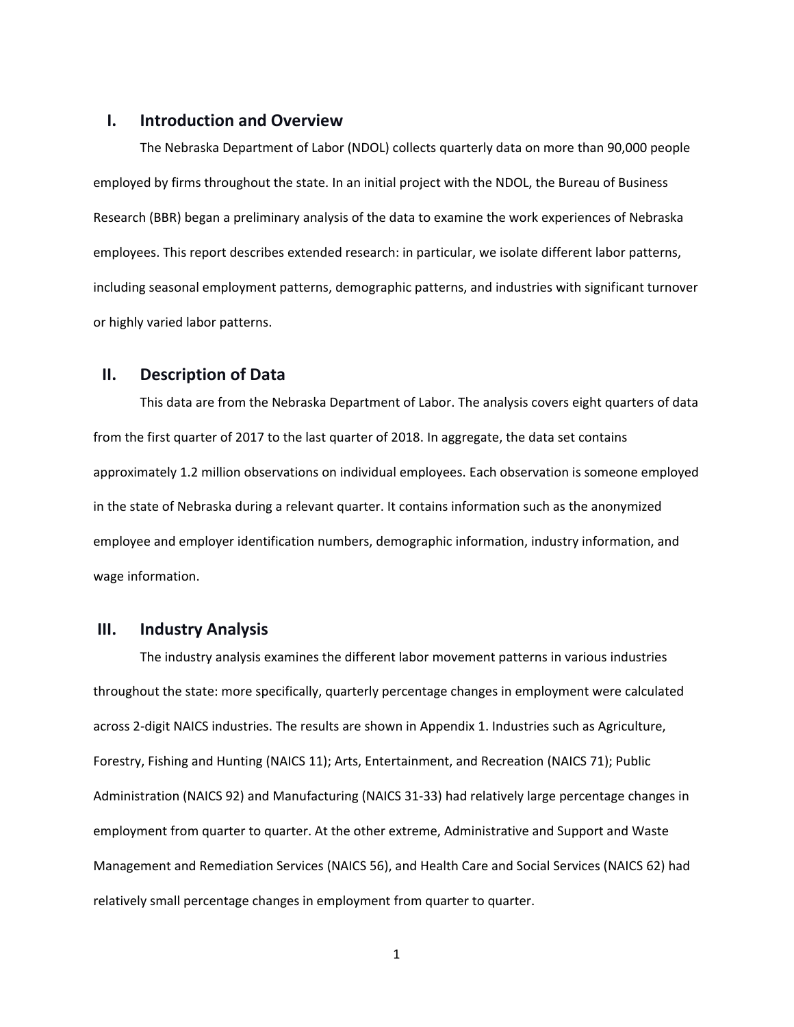## I. Introduction and Overview

The Nebraska Department of Labor (NDOL) collects quarterly data on more than 90,000 people employed by firms throughout the state. In an initial project with the NDOL, the Bureau of Business Research (BBR) began a preliminary analysis of the data to examine the work experiences of Nebraska employees. This report describes extended research: in particular, we isolate different labor patterns, including seasonal employment patterns, demographic patterns, and industries with significant turnover or highly varied labor patterns.

## II. Description of Data

This data are from the Nebraska Department of Labor. The analysis covers eight quarters of data from the first quarter of 2017 to the last quarter of 2018. In aggregate, the data set contains approximately 1.2 million observations on individual employees. Each observation is someone employed in the state of Nebraska during a relevant quarter. It contains information such as the anonymized employee and employer identification numbers, demographic information, industry information, and wage information.

## III. Industry Analysis

The industry analysis examines the different labor movement patterns in various industries throughout the state: more specifically, quarterly percentage changes in employment were calculated across 2-digit NAICS industries. The results are shown in Appendix 1. Industries such as Agriculture, Forestry, Fishing and Hunting (NAICS 11); Arts, Entertainment, and Recreation (NAICS 71); Public Administration (NAICS 92) and Manufacturing (NAICS 31-33) had relatively large percentage changes in employment from quarter to quarter. At the other extreme, Administrative and Support and Waste Management and Remediation Services (NAICS 56), and Health Care and Social Services (NAICS 62) had relatively small percentage changes in employment from quarter to quarter.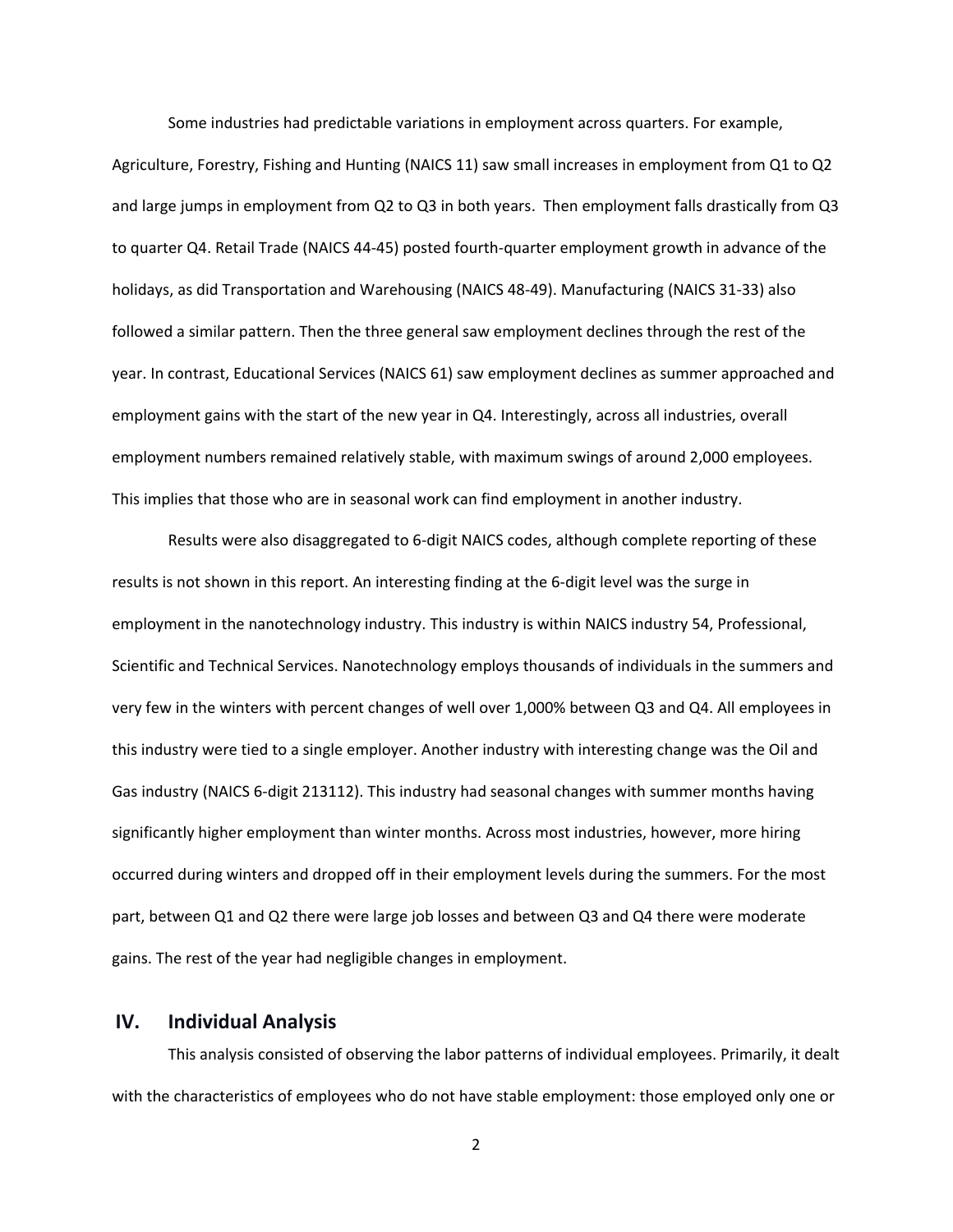Some industries had predictable variations in employment across quarters. For example, Agriculture, Forestry, Fishing and Hunting (NAICS 11) saw small increases in employment from Q1 to Q2 and large jumps in employment from Q2 to Q3 in both years. Then employment falls drastically from Q3 to quarter Q4. Retail Trade (NAICS 44-45) posted fourth-quarter employment growth in advance of the holidays, as did Transportation and Warehousing (NAICS 48-49). Manufacturing (NAICS 31-33) also followed a similar pattern. Then the three general saw employment declines through the rest of the year. In contrast, Educational Services (NAICS 61) saw employment declines as summer approached and employment gains with the start of the new year in Q4. Interestingly, across all industries, overall employment numbers remained relatively stable, with maximum swings of around 2,000 employees. This implies that those who are in seasonal work can find employment in another industry.

Results were also disaggregated to 6-digit NAICS codes, although complete reporting of these results is not shown in this report. An interesting finding at the 6-digit level was the surge in employment in the nanotechnology industry. This industry is within NAICS industry 54, Professional, Scientific and Technical Services. Nanotechnology employs thousands of individuals in the summers and very few in the winters with percent changes of well over 1,000% between Q3 and Q4. All employees in this industry were tied to a single employer. Another industry with interesting change was the Oil and Gas industry (NAICS 6-digit 213112). This industry had seasonal changes with summer months having significantly higher employment than winter months. Across most industries, however, more hiring occurred during winters and dropped off in their employment levels during the summers. For the most part, between Q1 and Q2 there were large job losses and between Q3 and Q4 there were moderate gains. The rest of the year had negligible changes in employment.

## IV. Individual Analysis

This analysis consisted of observing the labor patterns of individual employees. Primarily, it dealt with the characteristics of employees who do not have stable employment: those employed only one or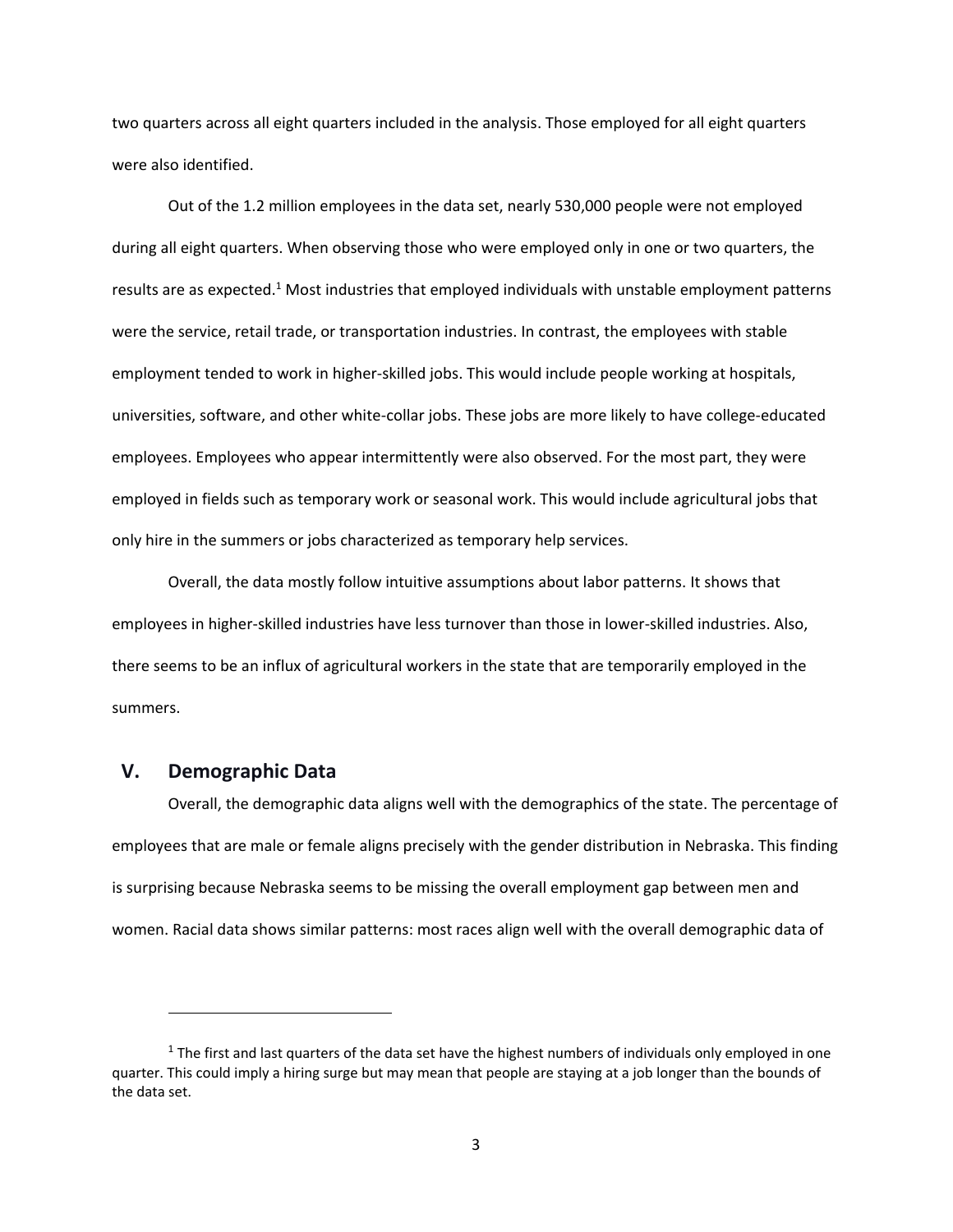two quarters across all eight quarters included in the analysis. Those employed for all eight quarters were also identified.

Out of the 1.2 million employees in the data set, nearly 530,000 people were not employed during all eight quarters. When observing those who were employed only in one or two quarters, the results are as expected.[1] Most industries that employed individuals with unstable employment patterns were the service, retail trade, or transportation industries. In contrast, the employees with stable employment tended to work in higher-skilled jobs. This would include people working at hospitals, universities, software, and other white-collar jobs. These jobs are more likely to have college-educated employees. Employees who appear intermittently were also observed. For the most part, they were employed in fields such as temporary work or seasonal work. This would include agricultural jobs that only hire in the summers or jobs characterized as temporary help services.

Overall, the data mostly follow intuitive assumptions about labor patterns. It shows that employees in higher-skilled industries have less turnover than those in lower-skilled industries. Also, there seems to be an influx of agricultural workers in the state that are temporarily employed in the summers.

## V. Demographic Data

Overall, the demographic data aligns well with the demographics of the state. The percentage of employees that are male or female aligns precisely with the gender distribution in Nebraska. This finding is surprising because Nebraska seems to be missing the overall employment gap between men and women. Racial data shows similar patterns: most races align well with the overall demographic data of

---

[1] The first and last quarters of the data set have the highest numbers of individuals only employed in one quarter. This could imply a hiring surge but may mean that people are staying at a job longer than the bounds of the data set.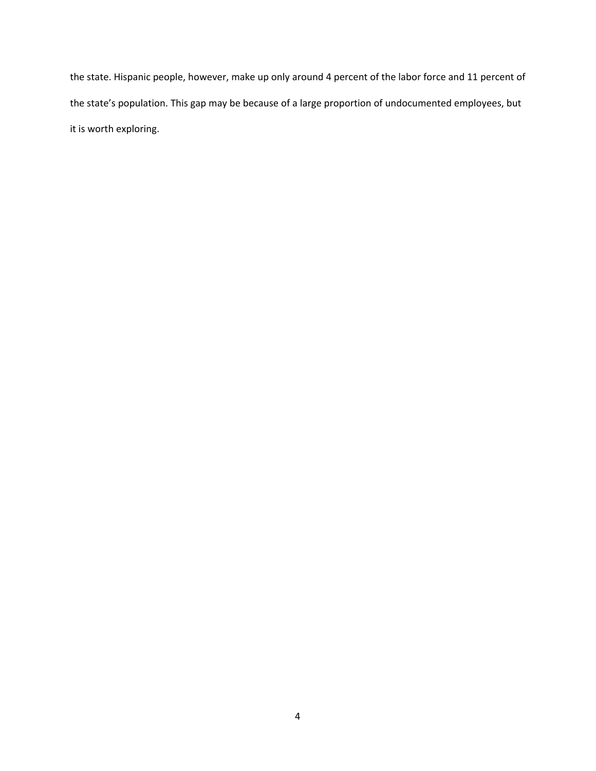the state. Hispanic people, however, make up only around 4 percent of the labor force and 11 percent of the state's population. This gap may be because of a large proportion of undocumented employees, but it is worth exploring.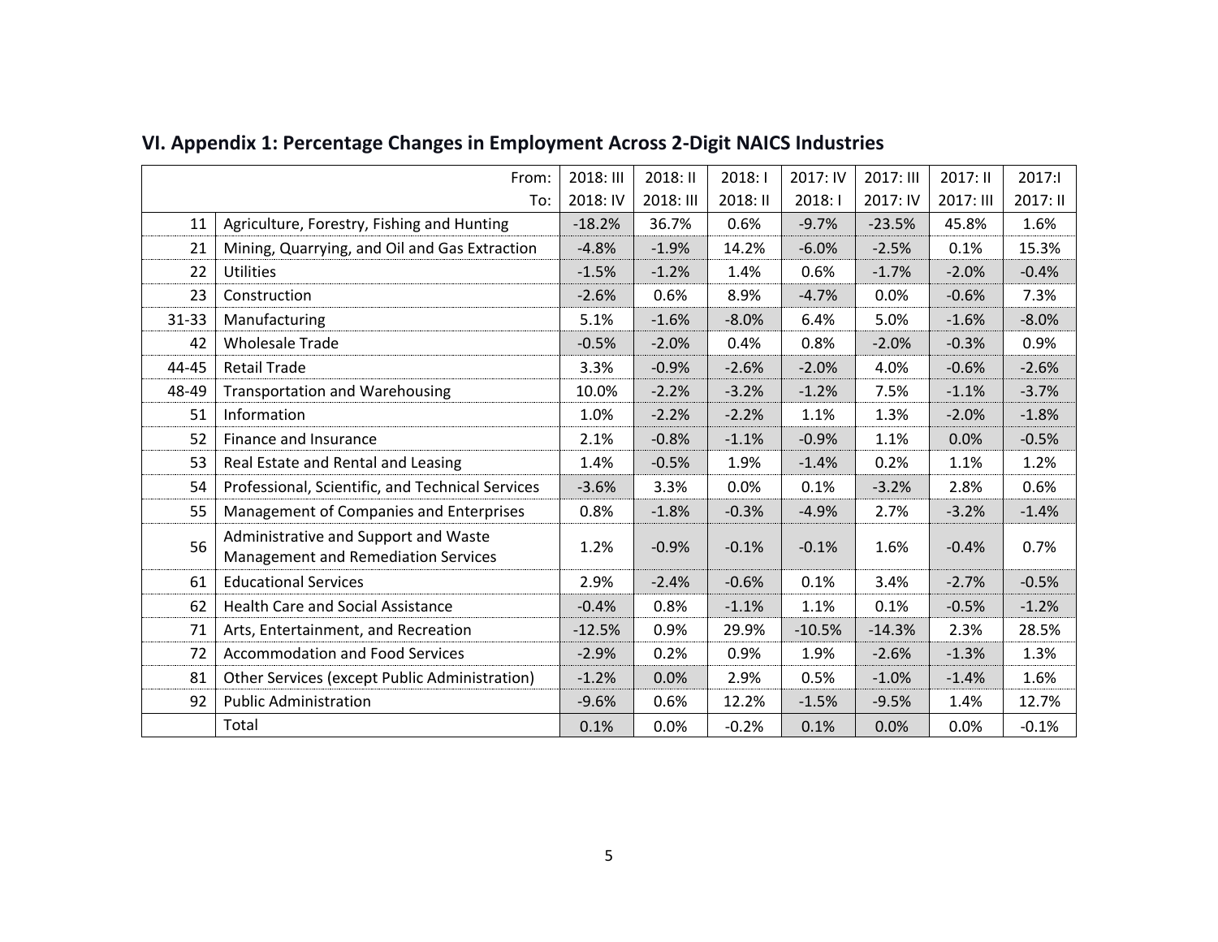## VI. Appendix 1: Percentage Changes in Employment Across 2-Digit NAICS Industries

| | From: | 2018: III | 2018: II | 2018: I | 2017: IV | 2017: III | 2017: II | 2017:I |
|---|---|---|---|---|---|---|---|---|
| | To: | 2018: IV | 2018: III | 2018: II | 2018: I | 2017: IV | 2017: III | 2017: II |
| 11 | Agriculture, Forestry, Fishing and Hunting | -18.2% | 36.7% | 0.6% | -9.7% | -23.5% | 45.8% | 1.6% |
| 21 | Mining, Quarrying, and Oil and Gas Extraction | -4.8% | -1.9% | 14.2% | -6.0% | -2.5% | 0.1% | 15.3% |
| 22 | Utilities | -1.5% | -1.2% | 1.4% | 0.6% | -1.7% | -2.0% | -0.4% |
| 23 | Construction | -2.6% | 0.6% | 8.9% | -4.7% | 0.0% | -0.6% | 7.3% |
| 31-33 | Manufacturing | 5.1% | -1.6% | -8.0% | 6.4% | 5.0% | -1.6% | -8.0% |
| 42 | Wholesale Trade | -0.5% | -2.0% | 0.4% | 0.8% | -2.0% | -0.3% | 0.9% |
| 44-45 | Retail Trade | 3.3% | -0.9% | -2.6% | -2.0% | 4.0% | -0.6% | -2.6% |
| 48-49 | Transportation and Warehousing | 10.0% | -2.2% | -3.2% | -1.2% | 7.5% | -1.1% | -3.7% |
| 51 | Information | 1.0% | -2.2% | -2.2% | 1.1% | 1.3% | -2.0% | -1.8% |
| 52 | Finance and Insurance | 2.1% | -0.8% | -1.1% | -0.9% | 1.1% | 0.0% | -0.5% |
| 53 | Real Estate and Rental and Leasing | 1.4% | -0.5% | 1.9% | -1.4% | 0.2% | 1.1% | 1.2% |
| 54 | Professional, Scientific, and Technical Services | -3.6% | 3.3% | 0.0% | 0.1% | -3.2% | 2.8% | 0.6% |
| 55 | Management of Companies and Enterprises | 0.8% | -1.8% | -0.3% | -4.9% | 2.7% | -3.2% | -1.4% |
| 56 | Administrative and Support and Waste Management and Remediation Services | 1.2% | -0.9% | -0.1% | -0.1% | 1.6% | -0.4% | 0.7% |
| 61 | Educational Services | 2.9% | -2.4% | -0.6% | 0.1% | 3.4% | -2.7% | -0.5% |
| 62 | Health Care and Social Assistance | -0.4% | 0.8% | -1.1% | 1.1% | 0.1% | -0.5% | -1.2% |
| 71 | Arts, Entertainment, and Recreation | -12.5% | 0.9% | 29.9% | -10.5% | -14.3% | 2.3% | 28.5% |
| 72 | Accommodation and Food Services | -2.9% | 0.2% | 0.9% | 1.9% | -2.6% | -1.3% | 1.3% |
| 81 | Other Services (except Public Administration) | -1.2% | 0.0% | 2.9% | 0.5% | -1.0% | -1.4% | 1.6% |
| 92 | Public Administration | -9.6% | 0.6% | 12.2% | -1.5% | -9.5% | 1.4% | 12.7% |
| | Total | 0.1% | 0.0% | -0.2% | 0.1% | 0.0% | 0.0% | -0.1% |